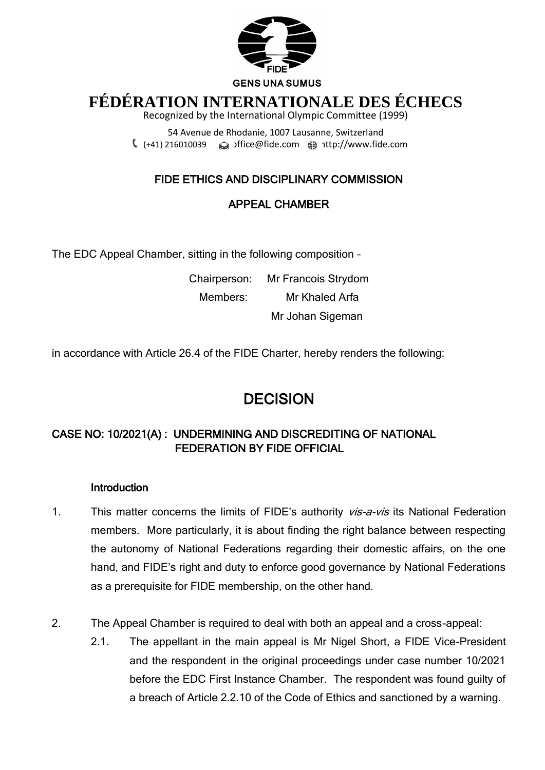GENS UNA SUMUS

# FÉDÉRATION INTERNATIONALE DES ÉCHECS

Recognized by the International Olympic Committee (1999)

54 Avenue de Rhodanie, 1007 Lausanne, Switzerland
(+41) 216010039 office@fide.com http://www.fide.com

## FIDE ETHICS AND DISCIPLINARY COMMISSION

## APPEAL CHAMBER

The EDC Appeal Chamber, sitting in the following composition –

Chairperson: Mr Francois Strydom
Members: Mr Khaled Arfa
Mr Johan Sigeman

in accordance with Article 26.4 of the FIDE Charter, hereby renders the following:

# DECISION

## CASE NO: 10/2021(A) : UNDERMINING AND DISCREDITING OF NATIONAL FEDERATION BY FIDE OFFICIAL

### Introduction

1. This matter concerns the limits of FIDE's authority *vis-a-vis* its National Federation members. More particularly, it is about finding the right balance between respecting the autonomy of National Federations regarding their domestic affairs, on the one hand, and FIDE's right and duty to enforce good governance by National Federations as a prerequisite for FIDE membership, on the other hand.

2. The Appeal Chamber is required to deal with both an appeal and a cross-appeal:
   2.1. The appellant in the main appeal is Mr Nigel Short, a FIDE Vice-President and the respondent in the original proceedings under case number 10/2021 before the EDC First Instance Chamber. The respondent was found guilty of a breach of Article 2.2.10 of the Code of Ethics and sanctioned by a warning.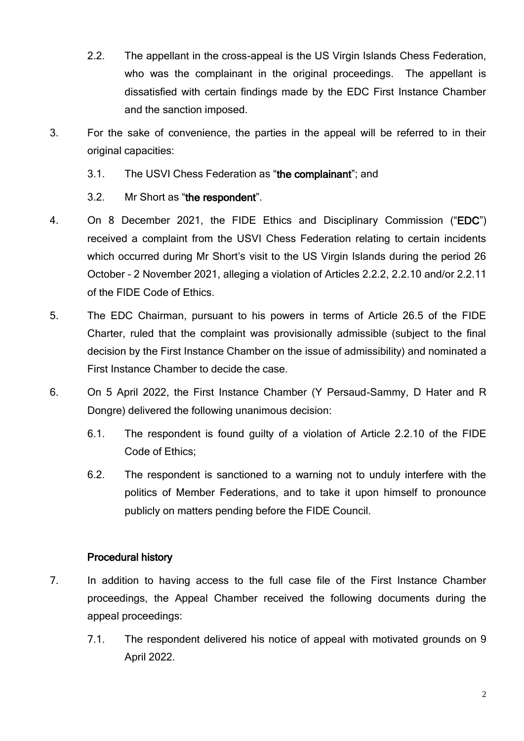2.2. The appellant in the cross-appeal is the US Virgin Islands Chess Federation, who was the complainant in the original proceedings. The appellant is dissatisfied with certain findings made by the EDC First Instance Chamber and the sanction imposed.

3. For the sake of convenience, the parties in the appeal will be referred to in their original capacities:

   3.1. The USVI Chess Federation as "**the complainant**"; and

   3.2. Mr Short as "**the respondent**".

4. On 8 December 2021, the FIDE Ethics and Disciplinary Commission ("**EDC**") received a complaint from the USVI Chess Federation relating to certain incidents which occurred during Mr Short's visit to the US Virgin Islands during the period 26 October – 2 November 2021, alleging a violation of Articles 2.2.2, 2.2.10 and/or 2.2.11 of the FIDE Code of Ethics.

5. The EDC Chairman, pursuant to his powers in terms of Article 26.5 of the FIDE Charter, ruled that the complaint was provisionally admissible (subject to the final decision by the First Instance Chamber on the issue of admissibility) and nominated a First Instance Chamber to decide the case.

6. On 5 April 2022, the First Instance Chamber (Y Persaud-Sammy, D Hater and R Dongre) delivered the following unanimous decision:

   6.1. The respondent is found guilty of a violation of Article 2.2.10 of the FIDE Code of Ethics;

   6.2. The respondent is sanctioned to a warning not to unduly interfere with the politics of Member Federations, and to take it upon himself to pronounce publicly on matters pending before the FIDE Council.

## Procedural history

7. In addition to having access to the full case file of the First Instance Chamber proceedings, the Appeal Chamber received the following documents during the appeal proceedings:

   7.1. The respondent delivered his notice of appeal with motivated grounds on 9 April 2022.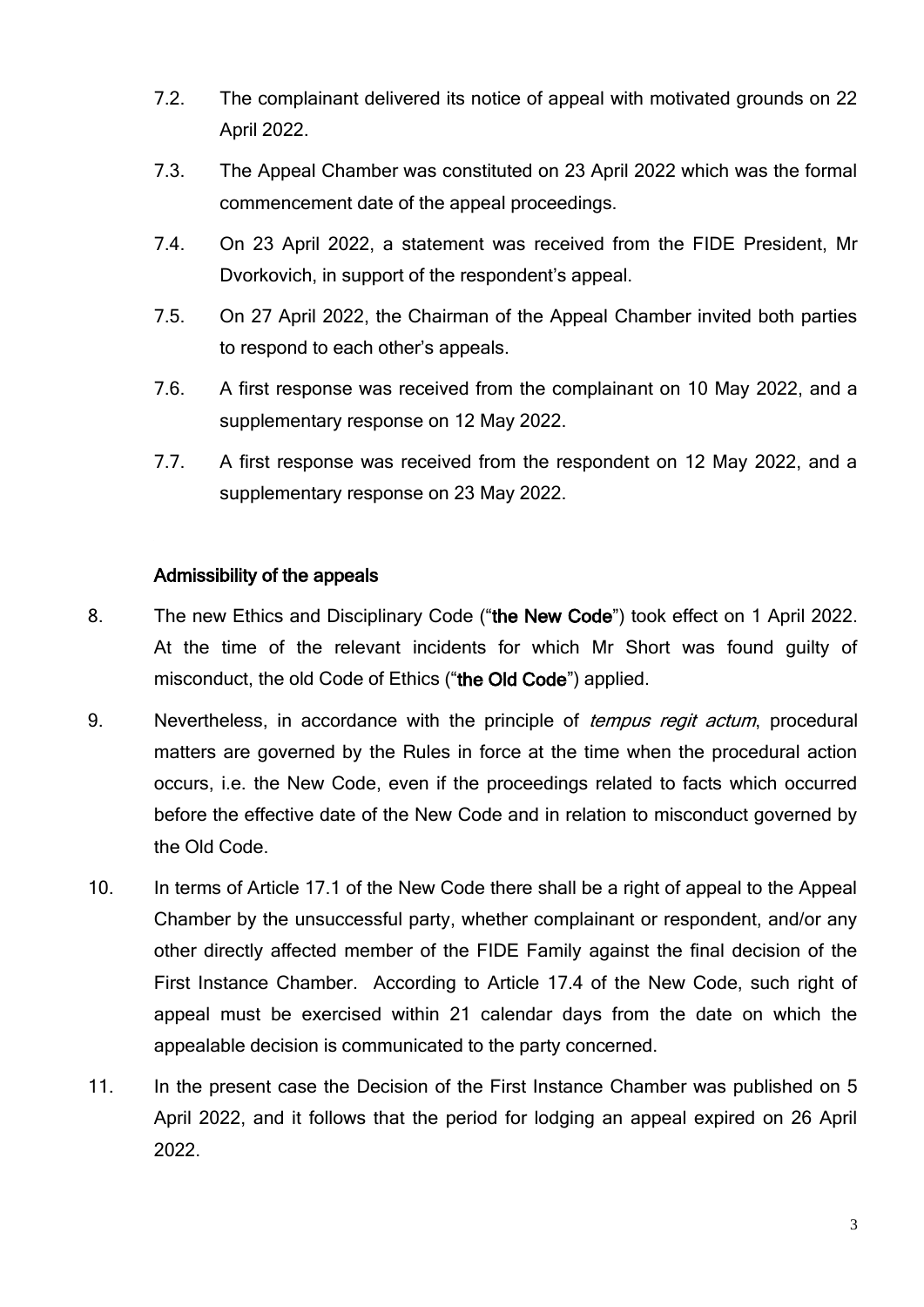7.2. The complainant delivered its notice of appeal with motivated grounds on 22 April 2022.

7.3. The Appeal Chamber was constituted on 23 April 2022 which was the formal commencement date of the appeal proceedings.

7.4. On 23 April 2022, a statement was received from the FIDE President, Mr Dvorkovich, in support of the respondent's appeal.

7.5. On 27 April 2022, the Chairman of the Appeal Chamber invited both parties to respond to each other's appeals.

7.6. A first response was received from the complainant on 10 May 2022, and a supplementary response on 12 May 2022.

7.7. A first response was received from the respondent on 12 May 2022, and a supplementary response on 23 May 2022.

## Admissibility of the appeals

8. The new Ethics and Disciplinary Code ("**the New Code**") took effect on 1 April 2022. At the time of the relevant incidents for which Mr Short was found guilty of misconduct, the old Code of Ethics ("**the Old Code**") applied.

9. Nevertheless, in accordance with the principle of *tempus regit actum*, procedural matters are governed by the Rules in force at the time when the procedural action occurs, i.e. the New Code, even if the proceedings related to facts which occurred before the effective date of the New Code and in relation to misconduct governed by the Old Code.

10. In terms of Article 17.1 of the New Code there shall be a right of appeal to the Appeal Chamber by the unsuccessful party, whether complainant or respondent, and/or any other directly affected member of the FIDE Family against the final decision of the First Instance Chamber. According to Article 17.4 of the New Code, such right of appeal must be exercised within 21 calendar days from the date on which the appealable decision is communicated to the party concerned.

11. In the present case the Decision of the First Instance Chamber was published on 5 April 2022, and it follows that the period for lodging an appeal expired on 26 April 2022.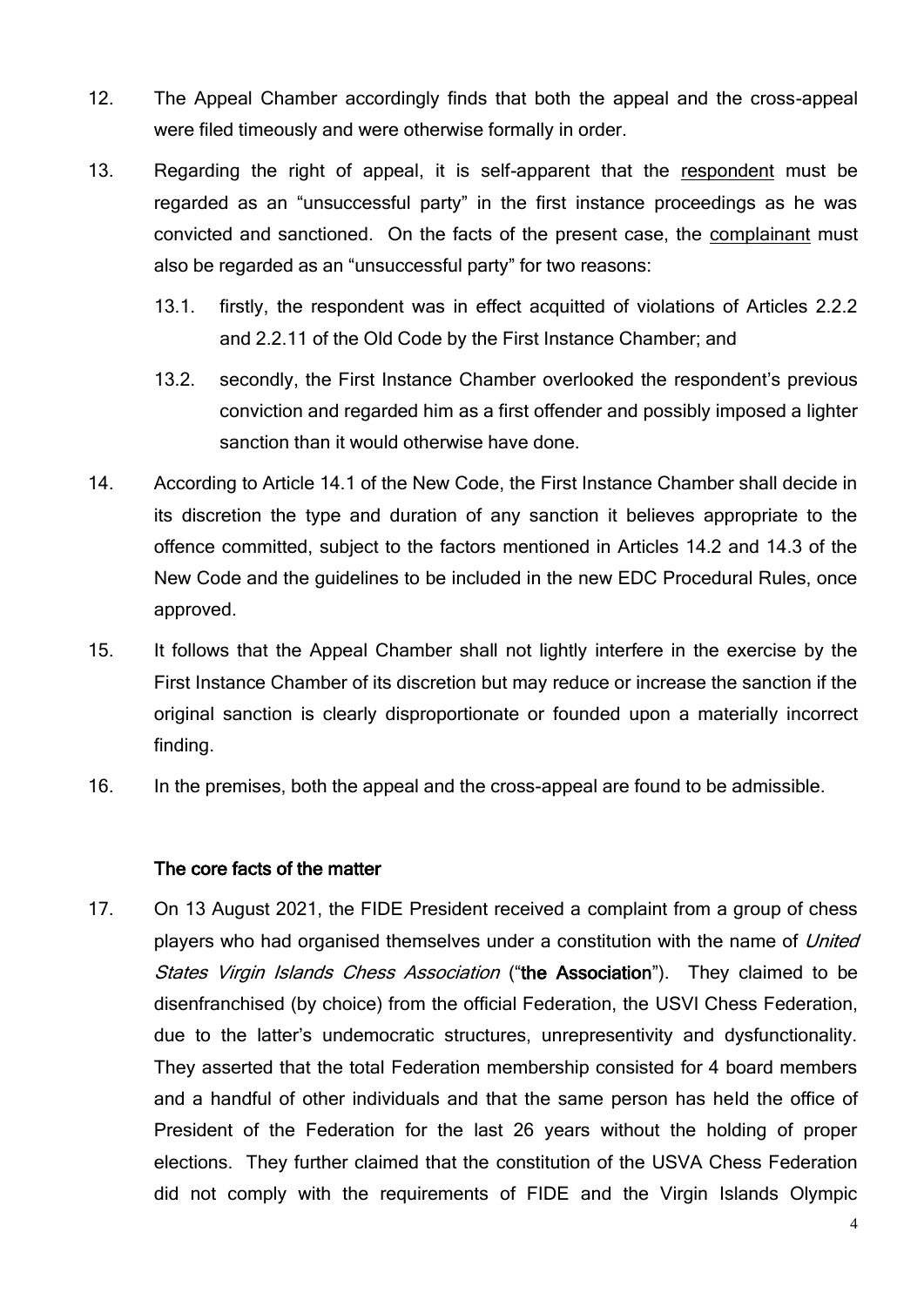12. The Appeal Chamber accordingly finds that both the appeal and the cross-appeal were filed timeously and were otherwise formally in order.

13. Regarding the right of appeal, it is self-apparent that the respondent must be regarded as an "unsuccessful party" in the first instance proceedings as he was convicted and sanctioned. On the facts of the present case, the complainant must also be regarded as an "unsuccessful party" for two reasons:

    13.1. firstly, the respondent was in effect acquitted of violations of Articles 2.2.2 and 2.2.11 of the Old Code by the First Instance Chamber; and

    13.2. secondly, the First Instance Chamber overlooked the respondent's previous conviction and regarded him as a first offender and possibly imposed a lighter sanction than it would otherwise have done.

14. According to Article 14.1 of the New Code, the First Instance Chamber shall decide in its discretion the type and duration of any sanction it believes appropriate to the offence committed, subject to the factors mentioned in Articles 14.2 and 14.3 of the New Code and the guidelines to be included in the new EDC Procedural Rules, once approved.

15. It follows that the Appeal Chamber shall not lightly interfere in the exercise by the First Instance Chamber of its discretion but may reduce or increase the sanction if the original sanction is clearly disproportionate or founded upon a materially incorrect finding.

16. In the premises, both the appeal and the cross-appeal are found to be admissible.

## The core facts of the matter

17. On 13 August 2021, the FIDE President received a complaint from a group of chess players who had organised themselves under a constitution with the name of *United States Virgin Islands Chess Association* ("**the Association**"). They claimed to be disenfranchised (by choice) from the official Federation, the USVI Chess Federation, due to the latter's undemocratic structures, unrepresentivity and dysfunctionality. They asserted that the total Federation membership consisted for 4 board members and a handful of other individuals and that the same person has held the office of President of the Federation for the last 26 years without the holding of proper elections. They further claimed that the constitution of the USVA Chess Federation did not comply with the requirements of FIDE and the Virgin Islands Olympic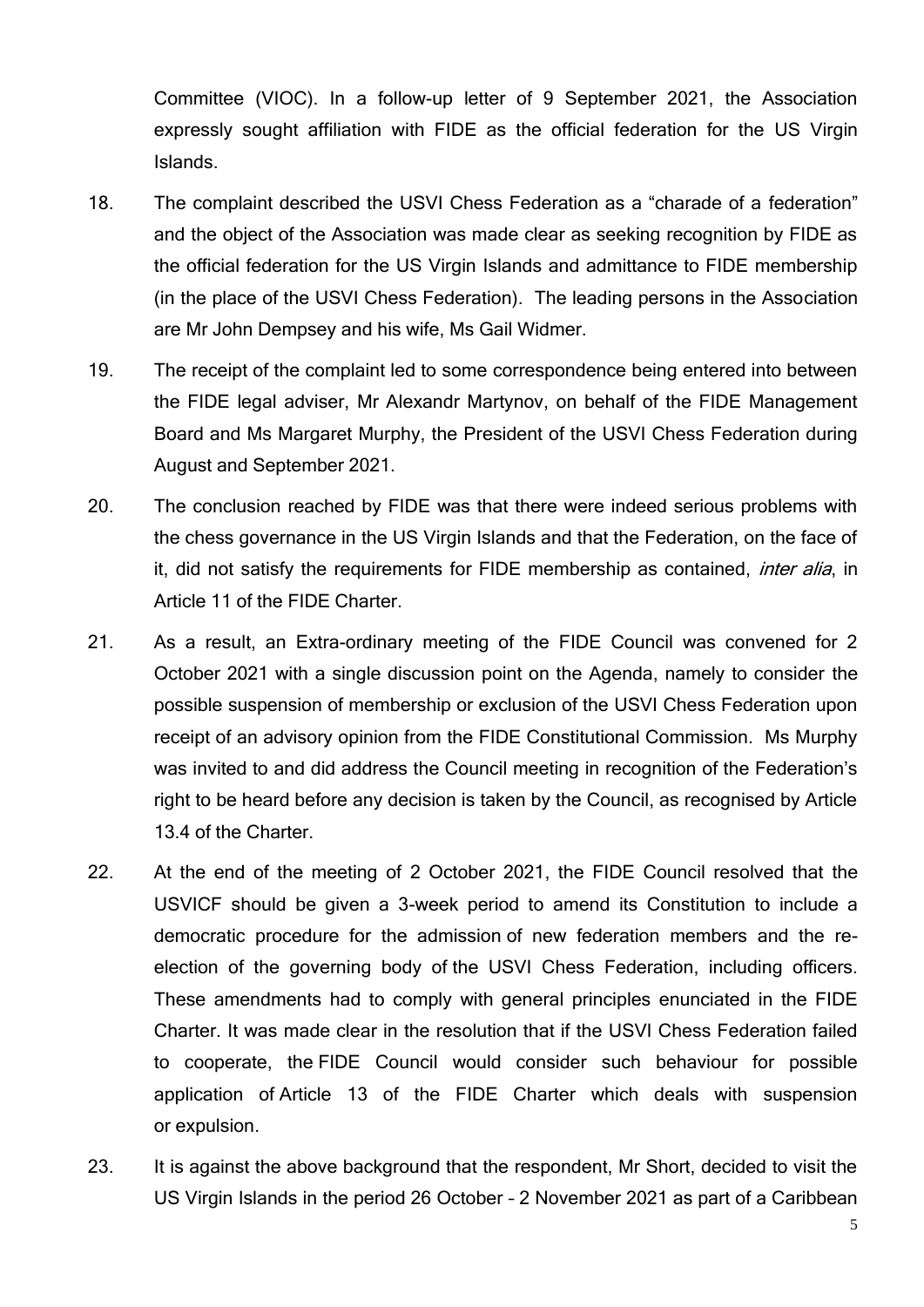Committee (VIOC). In a follow-up letter of 9 September 2021, the Association expressly sought affiliation with FIDE as the official federation for the US Virgin Islands.

18. The complaint described the USVI Chess Federation as a "charade of a federation" and the object of the Association was made clear as seeking recognition by FIDE as the official federation for the US Virgin Islands and admittance to FIDE membership (in the place of the USVI Chess Federation). The leading persons in the Association are Mr John Dempsey and his wife, Ms Gail Widmer.

19. The receipt of the complaint led to some correspondence being entered into between the FIDE legal adviser, Mr Alexandr Martynov, on behalf of the FIDE Management Board and Ms Margaret Murphy, the President of the USVI Chess Federation during August and September 2021.

20. The conclusion reached by FIDE was that there were indeed serious problems with the chess governance in the US Virgin Islands and that the Federation, on the face of it, did not satisfy the requirements for FIDE membership as contained, *inter alia*, in Article 11 of the FIDE Charter.

21. As a result, an Extra-ordinary meeting of the FIDE Council was convened for 2 October 2021 with a single discussion point on the Agenda, namely to consider the possible suspension of membership or exclusion of the USVI Chess Federation upon receipt of an advisory opinion from the FIDE Constitutional Commission. Ms Murphy was invited to and did address the Council meeting in recognition of the Federation's right to be heard before any decision is taken by the Council, as recognised by Article 13.4 of the Charter.

22. At the end of the meeting of 2 October 2021, the FIDE Council resolved that the USVICF should be given a 3-week period to amend its Constitution to include a democratic procedure for the admission of new federation members and the re-election of the governing body of the USVI Chess Federation, including officers. These amendments had to comply with general principles enunciated in the FIDE Charter. It was made clear in the resolution that if the USVI Chess Federation failed to cooperate, the FIDE Council would consider such behaviour for possible application of Article 13 of the FIDE Charter which deals with suspension or expulsion.

23. It is against the above background that the respondent, Mr Short, decided to visit the US Virgin Islands in the period 26 October – 2 November 2021 as part of a Caribbean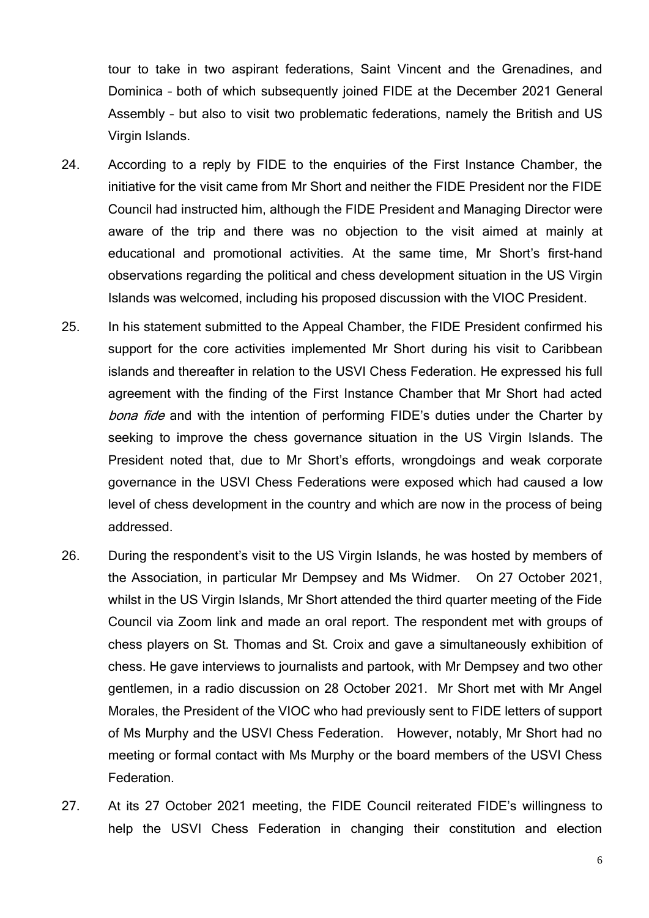tour to take in two aspirant federations, Saint Vincent and the Grenadines, and Dominica – both of which subsequently joined FIDE at the December 2021 General Assembly – but also to visit two problematic federations, namely the British and US Virgin Islands.

24. According to a reply by FIDE to the enquiries of the First Instance Chamber, the initiative for the visit came from Mr Short and neither the FIDE President nor the FIDE Council had instructed him, although the FIDE President and Managing Director were aware of the trip and there was no objection to the visit aimed at mainly at educational and promotional activities. At the same time, Mr Short's first-hand observations regarding the political and chess development situation in the US Virgin Islands was welcomed, including his proposed discussion with the VIOC President.

25. In his statement submitted to the Appeal Chamber, the FIDE President confirmed his support for the core activities implemented Mr Short during his visit to Caribbean islands and thereafter in relation to the USVI Chess Federation. He expressed his full agreement with the finding of the First Instance Chamber that Mr Short had acted *bona fide* and with the intention of performing FIDE's duties under the Charter by seeking to improve the chess governance situation in the US Virgin Islands. The President noted that, due to Mr Short's efforts, wrongdoings and weak corporate governance in the USVI Chess Federations were exposed which had caused a low level of chess development in the country and which are now in the process of being addressed.

26. During the respondent's visit to the US Virgin Islands, he was hosted by members of the Association, in particular Mr Dempsey and Ms Widmer. On 27 October 2021, whilst in the US Virgin Islands, Mr Short attended the third quarter meeting of the Fide Council via Zoom link and made an oral report. The respondent met with groups of chess players on St. Thomas and St. Croix and gave a simultaneously exhibition of chess. He gave interviews to journalists and partook, with Mr Dempsey and two other gentlemen, in a radio discussion on 28 October 2021. Mr Short met with Mr Angel Morales, the President of the VIOC who had previously sent to FIDE letters of support of Ms Murphy and the USVI Chess Federation. However, notably, Mr Short had no meeting or formal contact with Ms Murphy or the board members of the USVI Chess Federation.

27. At its 27 October 2021 meeting, the FIDE Council reiterated FIDE's willingness to help the USVI Chess Federation in changing their constitution and election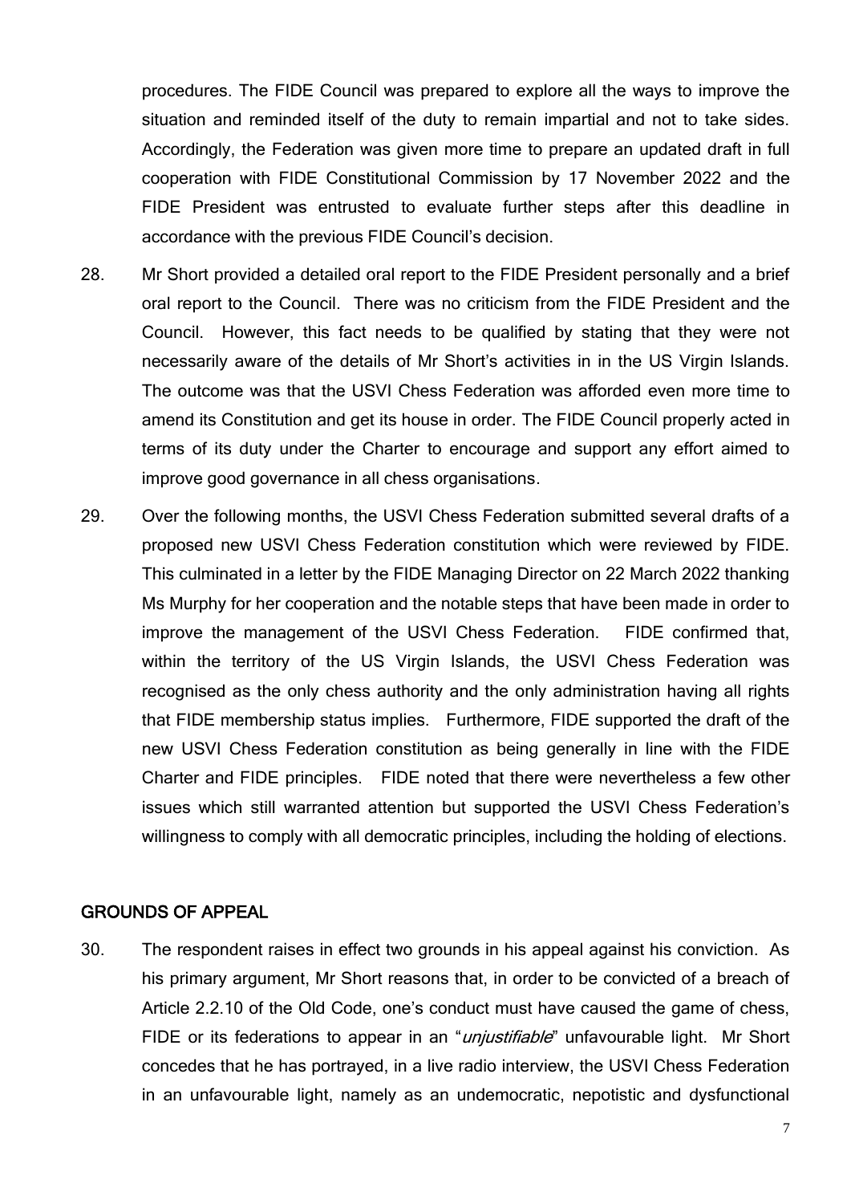procedures. The FIDE Council was prepared to explore all the ways to improve the situation and reminded itself of the duty to remain impartial and not to take sides. Accordingly, the Federation was given more time to prepare an updated draft in full cooperation with FIDE Constitutional Commission by 17 November 2022 and the FIDE President was entrusted to evaluate further steps after this deadline in accordance with the previous FIDE Council's decision.

28. Mr Short provided a detailed oral report to the FIDE President personally and a brief oral report to the Council. There was no criticism from the FIDE President and the Council. However, this fact needs to be qualified by stating that they were not necessarily aware of the details of Mr Short's activities in in the US Virgin Islands. The outcome was that the USVI Chess Federation was afforded even more time to amend its Constitution and get its house in order. The FIDE Council properly acted in terms of its duty under the Charter to encourage and support any effort aimed to improve good governance in all chess organisations.

29. Over the following months, the USVI Chess Federation submitted several drafts of a proposed new USVI Chess Federation constitution which were reviewed by FIDE. This culminated in a letter by the FIDE Managing Director on 22 March 2022 thanking Ms Murphy for her cooperation and the notable steps that have been made in order to improve the management of the USVI Chess Federation. FIDE confirmed that, within the territory of the US Virgin Islands, the USVI Chess Federation was recognised as the only chess authority and the only administration having all rights that FIDE membership status implies. Furthermore, FIDE supported the draft of the new USVI Chess Federation constitution as being generally in line with the FIDE Charter and FIDE principles. FIDE noted that there were nevertheless a few other issues which still warranted attention but supported the USVI Chess Federation's willingness to comply with all democratic principles, including the holding of elections.

## GROUNDS OF APPEAL

30. The respondent raises in effect two grounds in his appeal against his conviction. As his primary argument, Mr Short reasons that, in order to be convicted of a breach of Article 2.2.10 of the Old Code, one's conduct must have caused the game of chess, FIDE or its federations to appear in an "*unjustifiable*" unfavourable light. Mr Short concedes that he has portrayed, in a live radio interview, the USVI Chess Federation in an unfavourable light, namely as an undemocratic, nepotistic and dysfunctional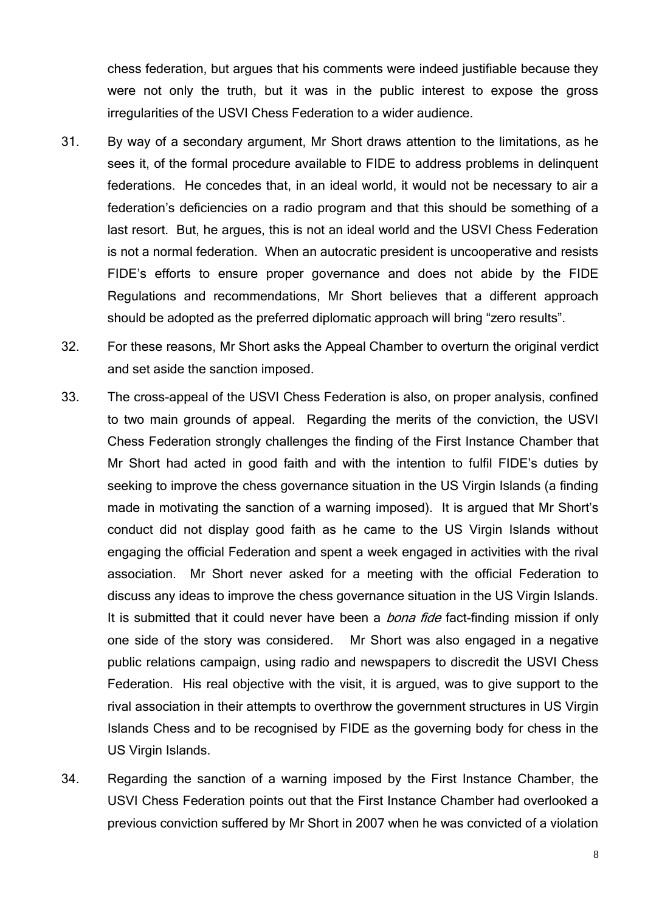chess federation, but argues that his comments were indeed justifiable because they were not only the truth, but it was in the public interest to expose the gross irregularities of the USVI Chess Federation to a wider audience.

31. By way of a secondary argument, Mr Short draws attention to the limitations, as he sees it, of the formal procedure available to FIDE to address problems in delinquent federations. He concedes that, in an ideal world, it would not be necessary to air a federation's deficiencies on a radio program and that this should be something of a last resort. But, he argues, this is not an ideal world and the USVI Chess Federation is not a normal federation. When an autocratic president is uncooperative and resists FIDE's efforts to ensure proper governance and does not abide by the FIDE Regulations and recommendations, Mr Short believes that a different approach should be adopted as the preferred diplomatic approach will bring "zero results".

32. For these reasons, Mr Short asks the Appeal Chamber to overturn the original verdict and set aside the sanction imposed.

33. The cross-appeal of the USVI Chess Federation is also, on proper analysis, confined to two main grounds of appeal. Regarding the merits of the conviction, the USVI Chess Federation strongly challenges the finding of the First Instance Chamber that Mr Short had acted in good faith and with the intention to fulfil FIDE's duties by seeking to improve the chess governance situation in the US Virgin Islands (a finding made in motivating the sanction of a warning imposed). It is argued that Mr Short's conduct did not display good faith as he came to the US Virgin Islands without engaging the official Federation and spent a week engaged in activities with the rival association. Mr Short never asked for a meeting with the official Federation to discuss any ideas to improve the chess governance situation in the US Virgin Islands. It is submitted that it could never have been a *bona fide* fact-finding mission if only one side of the story was considered. Mr Short was also engaged in a negative public relations campaign, using radio and newspapers to discredit the USVI Chess Federation. His real objective with the visit, it is argued, was to give support to the rival association in their attempts to overthrow the government structures in US Virgin Islands Chess and to be recognised by FIDE as the governing body for chess in the US Virgin Islands.

34. Regarding the sanction of a warning imposed by the First Instance Chamber, the USVI Chess Federation points out that the First Instance Chamber had overlooked a previous conviction suffered by Mr Short in 2007 when he was convicted of a violation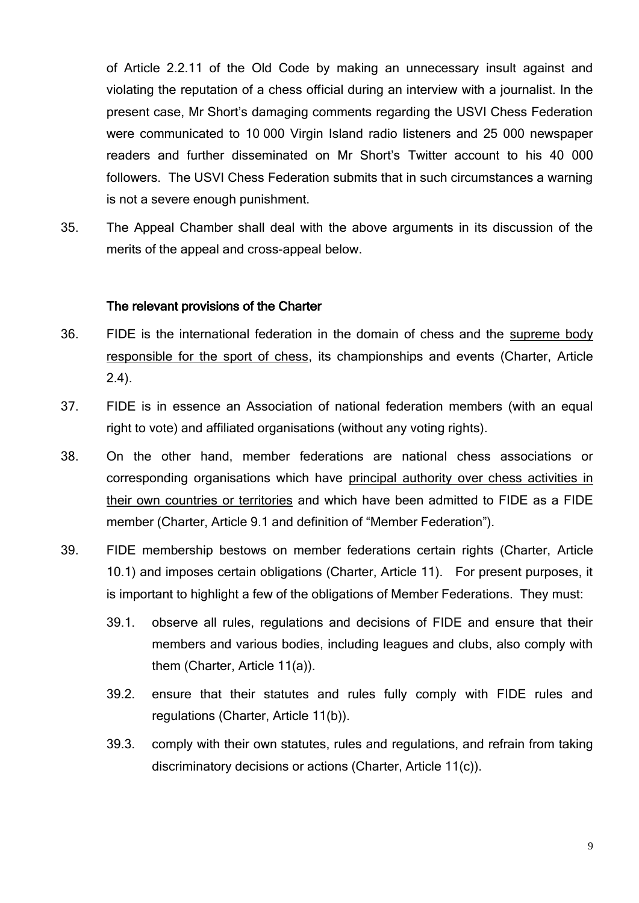of Article 2.2.11 of the Old Code by making an unnecessary insult against and violating the reputation of a chess official during an interview with a journalist. In the present case, Mr Short's damaging comments regarding the USVI Chess Federation were communicated to 10 000 Virgin Island radio listeners and 25 000 newspaper readers and further disseminated on Mr Short's Twitter account to his 40 000 followers. The USVI Chess Federation submits that in such circumstances a warning is not a severe enough punishment.

35. The Appeal Chamber shall deal with the above arguments in its discussion of the merits of the appeal and cross-appeal below.

### The relevant provisions of the Charter

36. FIDE is the international federation in the domain of chess and the <u>supreme body responsible for the sport of chess</u>, its championships and events (Charter, Article 2.4).

37. FIDE is in essence an Association of national federation members (with an equal right to vote) and affiliated organisations (without any voting rights).

38. On the other hand, member federations are national chess associations or corresponding organisations which have <u>principal authority over chess activities in their own countries or territories</u> and which have been admitted to FIDE as a FIDE member (Charter, Article 9.1 and definition of "Member Federation").

39. FIDE membership bestows on member federations certain rights (Charter, Article 10.1) and imposes certain obligations (Charter, Article 11). For present purposes, it is important to highlight a few of the obligations of Member Federations. They must:

    39.1. observe all rules, regulations and decisions of FIDE and ensure that their members and various bodies, including leagues and clubs, also comply with them (Charter, Article 11(a)).

    39.2. ensure that their statutes and rules fully comply with FIDE rules and regulations (Charter, Article 11(b)).

    39.3. comply with their own statutes, rules and regulations, and refrain from taking discriminatory decisions or actions (Charter, Article 11(c)).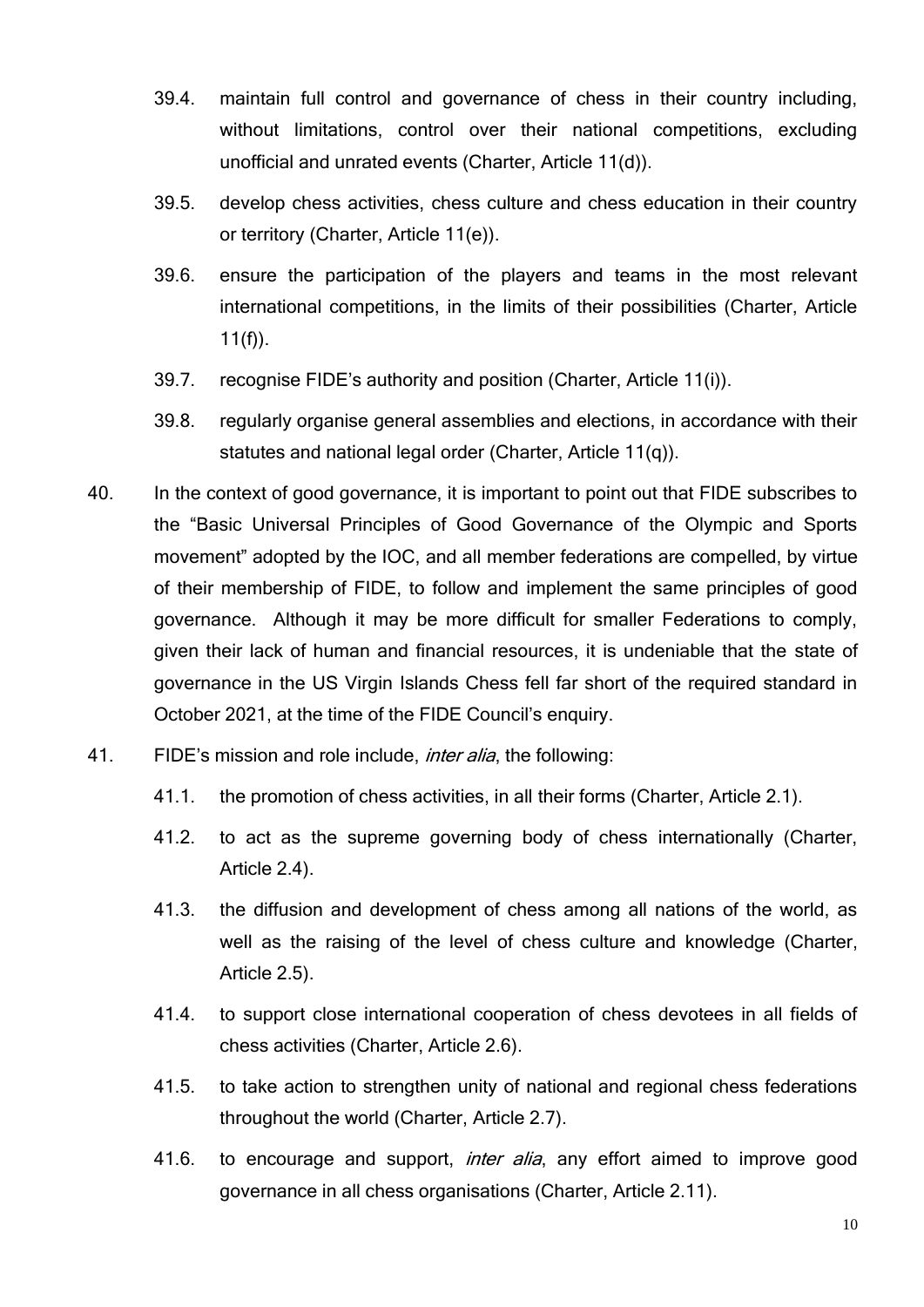39.4. maintain full control and governance of chess in their country including, without limitations, control over their national competitions, excluding unofficial and unrated events (Charter, Article 11(d)).

39.5. develop chess activities, chess culture and chess education in their country or territory (Charter, Article 11(e)).

39.6. ensure the participation of the players and teams in the most relevant international competitions, in the limits of their possibilities (Charter, Article 11(f)).

39.7. recognise FIDE's authority and position (Charter, Article 11(i)).

39.8. regularly organise general assemblies and elections, in accordance with their statutes and national legal order (Charter, Article 11(q)).

40. In the context of good governance, it is important to point out that FIDE subscribes to the "Basic Universal Principles of Good Governance of the Olympic and Sports movement" adopted by the IOC, and all member federations are compelled, by virtue of their membership of FIDE, to follow and implement the same principles of good governance. Although it may be more difficult for smaller Federations to comply, given their lack of human and financial resources, it is undeniable that the state of governance in the US Virgin Islands Chess fell far short of the required standard in October 2021, at the time of the FIDE Council's enquiry.

41. FIDE's mission and role include, *inter alia*, the following:

41.1. the promotion of chess activities, in all their forms (Charter, Article 2.1).

41.2. to act as the supreme governing body of chess internationally (Charter, Article 2.4).

41.3. the diffusion and development of chess among all nations of the world, as well as the raising of the level of chess culture and knowledge (Charter, Article 2.5).

41.4. to support close international cooperation of chess devotees in all fields of chess activities (Charter, Article 2.6).

41.5. to take action to strengthen unity of national and regional chess federations throughout the world (Charter, Article 2.7).

41.6. to encourage and support, *inter alia*, any effort aimed to improve good governance in all chess organisations (Charter, Article 2.11).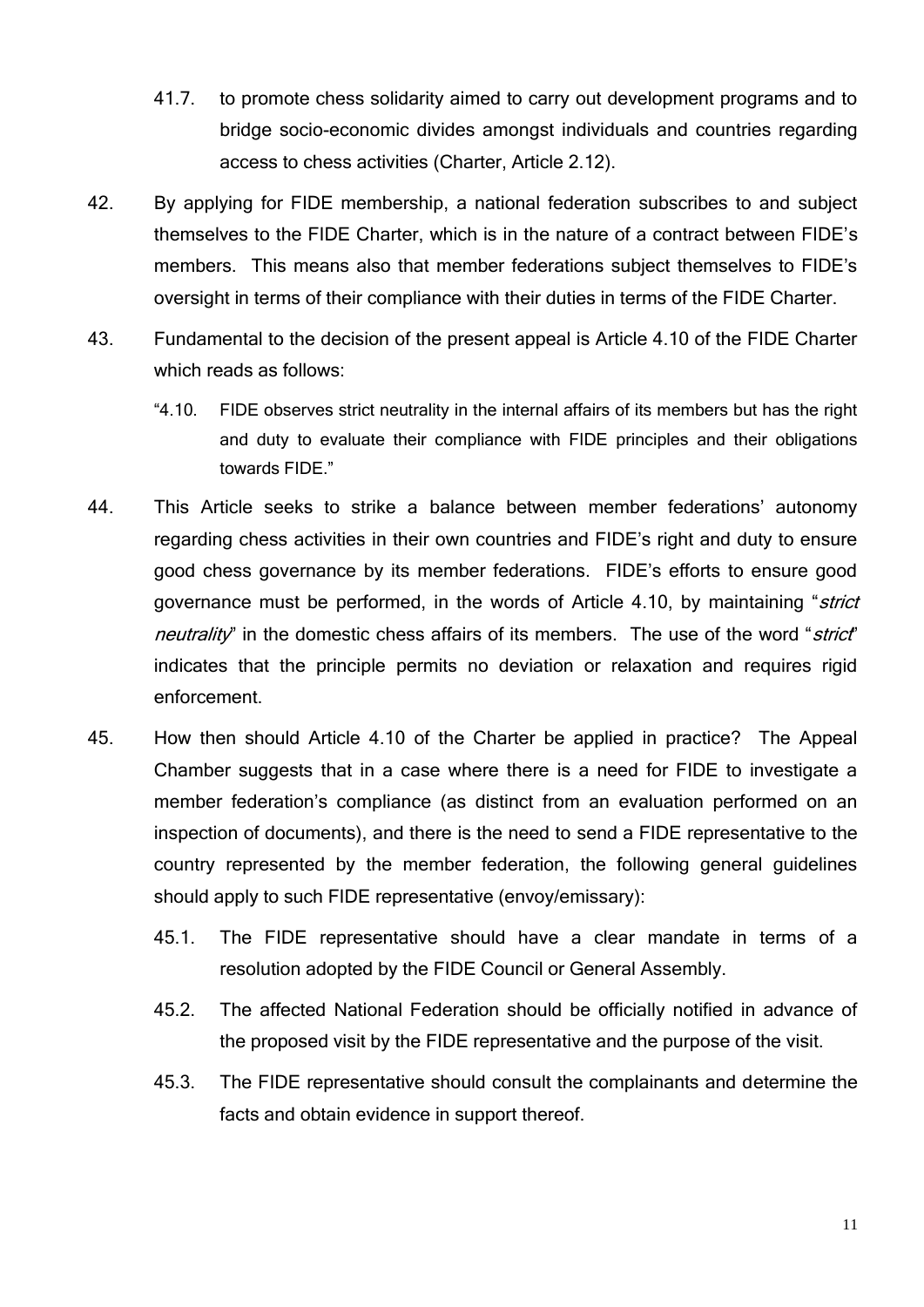41.7. to promote chess solidarity aimed to carry out development programs and to bridge socio-economic divides amongst individuals and countries regarding access to chess activities (Charter, Article 2.12).

42. By applying for FIDE membership, a national federation subscribes to and subject themselves to the FIDE Charter, which is in the nature of a contract between FIDE's members. This means also that member federations subject themselves to FIDE's oversight in terms of their compliance with their duties in terms of the FIDE Charter.

43. Fundamental to the decision of the present appeal is Article 4.10 of the FIDE Charter which reads as follows:

> "4.10. FIDE observes strict neutrality in the internal affairs of its members but has the right and duty to evaluate their compliance with FIDE principles and their obligations towards FIDE."

44. This Article seeks to strike a balance between member federations' autonomy regarding chess activities in their own countries and FIDE's right and duty to ensure good chess governance by its member federations. FIDE's efforts to ensure good governance must be performed, in the words of Article 4.10, by maintaining "*strict neutrality*" in the domestic chess affairs of its members. The use of the word "*strict*" indicates that the principle permits no deviation or relaxation and requires rigid enforcement.

45. How then should Article 4.10 of the Charter be applied in practice? The Appeal Chamber suggests that in a case where there is a need for FIDE to investigate a member federation's compliance (as distinct from an evaluation performed on an inspection of documents), and there is the need to send a FIDE representative to the country represented by the member federation, the following general guidelines should apply to such FIDE representative (envoy/emissary):

45.1. The FIDE representative should have a clear mandate in terms of a resolution adopted by the FIDE Council or General Assembly.

45.2. The affected National Federation should be officially notified in advance of the proposed visit by the FIDE representative and the purpose of the visit.

45.3. The FIDE representative should consult the complainants and determine the facts and obtain evidence in support thereof.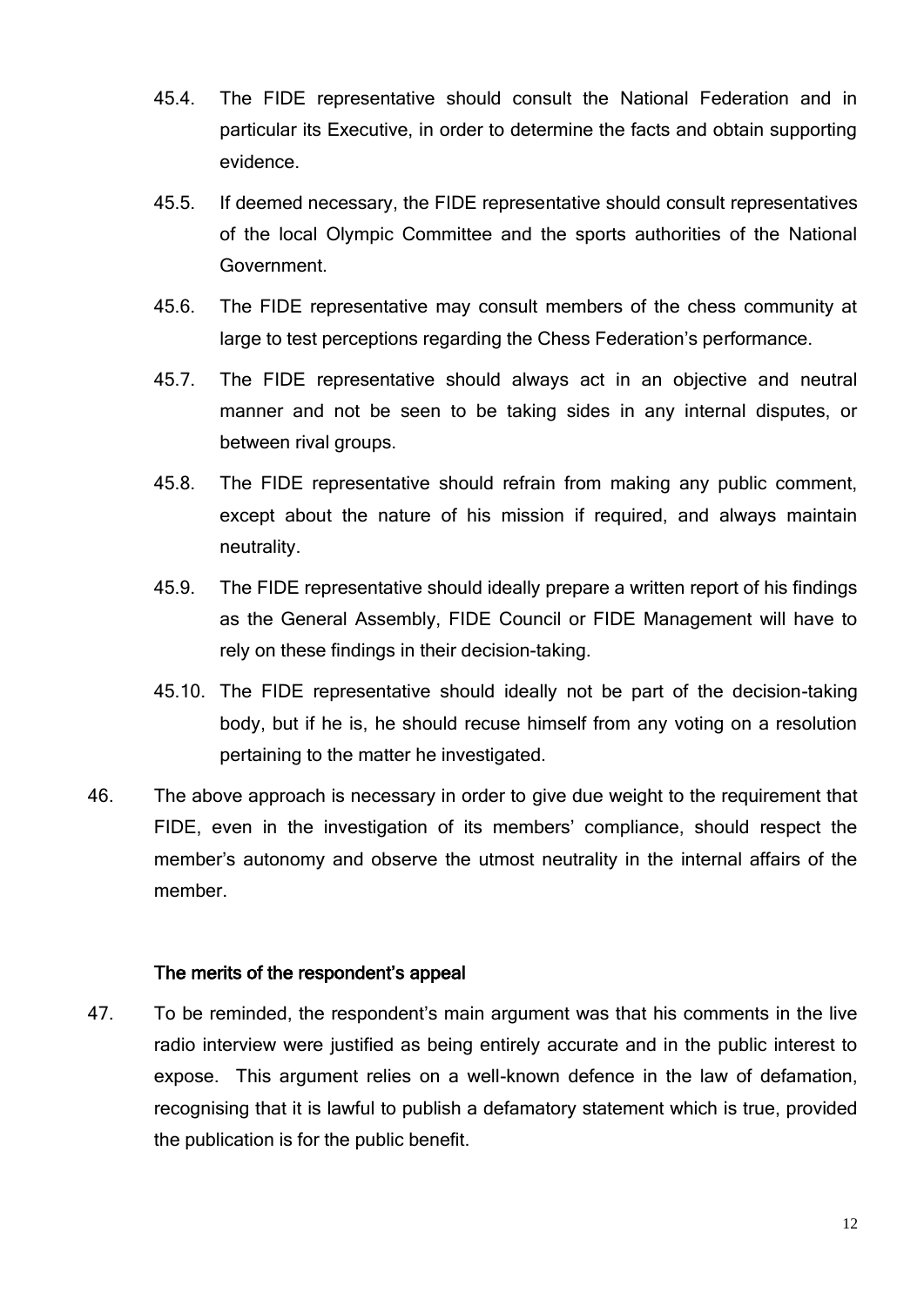45.4. The FIDE representative should consult the National Federation and in particular its Executive, in order to determine the facts and obtain supporting evidence.

45.5. If deemed necessary, the FIDE representative should consult representatives of the local Olympic Committee and the sports authorities of the National Government.

45.6. The FIDE representative may consult members of the chess community at large to test perceptions regarding the Chess Federation's performance.

45.7. The FIDE representative should always act in an objective and neutral manner and not be seen to be taking sides in any internal disputes, or between rival groups.

45.8. The FIDE representative should refrain from making any public comment, except about the nature of his mission if required, and always maintain neutrality.

45.9. The FIDE representative should ideally prepare a written report of his findings as the General Assembly, FIDE Council or FIDE Management will have to rely on these findings in their decision-taking.

45.10. The FIDE representative should ideally not be part of the decision-taking body, but if he is, he should recuse himself from any voting on a resolution pertaining to the matter he investigated.

46. The above approach is necessary in order to give due weight to the requirement that FIDE, even in the investigation of its members' compliance, should respect the member's autonomy and observe the utmost neutrality in the internal affairs of the member.

**The merits of the respondent's appeal**

47. To be reminded, the respondent's main argument was that his comments in the live radio interview were justified as being entirely accurate and in the public interest to expose. This argument relies on a well-known defence in the law of defamation, recognising that it is lawful to publish a defamatory statement which is true, provided the publication is for the public benefit.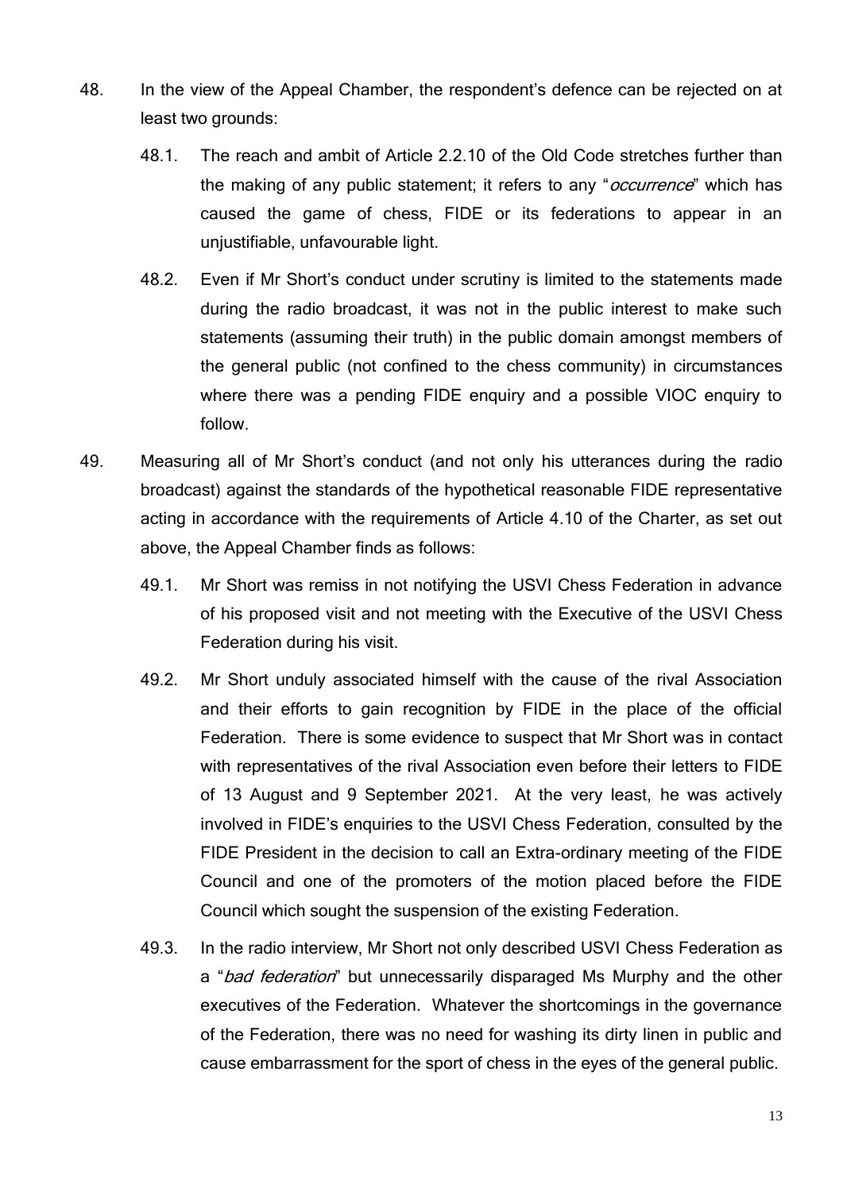48. In the view of the Appeal Chamber, the respondent's defence can be rejected on at least two grounds:

    48.1. The reach and ambit of Article 2.2.10 of the Old Code stretches further than the making of any public statement; it refers to any "*occurrence*" which has caused the game of chess, FIDE or its federations to appear in an unjustifiable, unfavourable light.

    48.2. Even if Mr Short's conduct under scrutiny is limited to the statements made during the radio broadcast, it was not in the public interest to make such statements (assuming their truth) in the public domain amongst members of the general public (not confined to the chess community) in circumstances where there was a pending FIDE enquiry and a possible VIOC enquiry to follow.

49. Measuring all of Mr Short's conduct (and not only his utterances during the radio broadcast) against the standards of the hypothetical reasonable FIDE representative acting in accordance with the requirements of Article 4.10 of the Charter, as set out above, the Appeal Chamber finds as follows:

    49.1. Mr Short was remiss in not notifying the USVI Chess Federation in advance of his proposed visit and not meeting with the Executive of the USVI Chess Federation during his visit.

    49.2. Mr Short unduly associated himself with the cause of the rival Association and their efforts to gain recognition by FIDE in the place of the official Federation. There is some evidence to suspect that Mr Short was in contact with representatives of the rival Association even before their letters to FIDE of 13 August and 9 September 2021. At the very least, he was actively involved in FIDE's enquiries to the USVI Chess Federation, consulted by the FIDE President in the decision to call an Extra-ordinary meeting of the FIDE Council and one of the promoters of the motion placed before the FIDE Council which sought the suspension of the existing Federation.

    49.3. In the radio interview, Mr Short not only described USVI Chess Federation as a "*bad federation*" but unnecessarily disparaged Ms Murphy and the other executives of the Federation. Whatever the shortcomings in the governance of the Federation, there was no need for washing its dirty linen in public and cause embarrassment for the sport of chess in the eyes of the general public.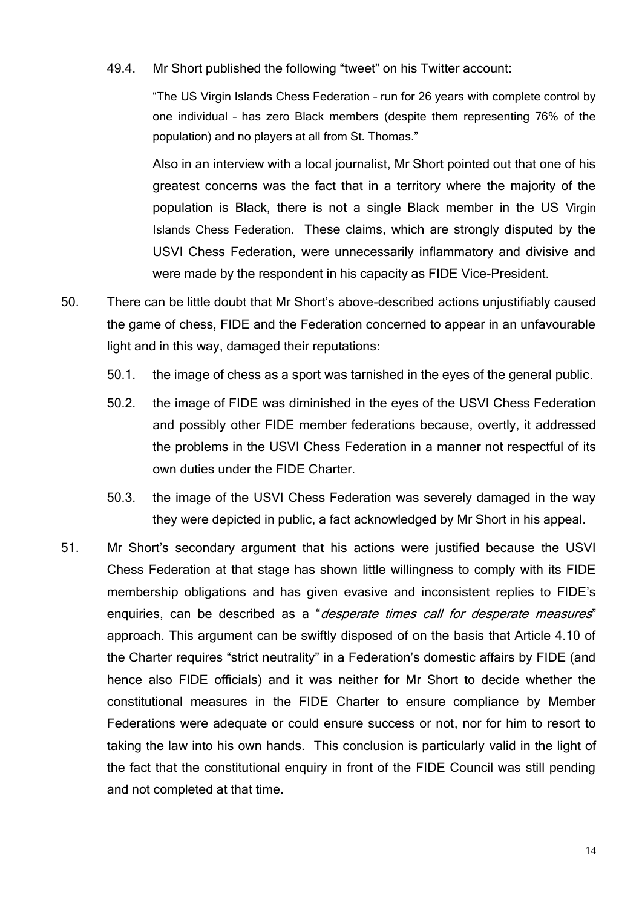49.4. Mr Short published the following "tweet" on his Twitter account:

> "The US Virgin Islands Chess Federation – run for 26 years with complete control by one individual – has zero Black members (despite them representing 76% of the population) and no players at all from St. Thomas."

Also in an interview with a local journalist, Mr Short pointed out that one of his greatest concerns was the fact that in a territory where the majority of the population is Black, there is not a single Black member in the US Virgin Islands Chess Federation. These claims, which are strongly disputed by the USVI Chess Federation, were unnecessarily inflammatory and divisive and were made by the respondent in his capacity as FIDE Vice-President.

50. There can be little doubt that Mr Short's above-described actions unjustifiably caused the game of chess, FIDE and the Federation concerned to appear in an unfavourable light and in this way, damaged their reputations:

50.1. the image of chess as a sport was tarnished in the eyes of the general public.

50.2. the image of FIDE was diminished in the eyes of the USVI Chess Federation and possibly other FIDE member federations because, overtly, it addressed the problems in the USVI Chess Federation in a manner not respectful of its own duties under the FIDE Charter.

50.3. the image of the USVI Chess Federation was severely damaged in the way they were depicted in public, a fact acknowledged by Mr Short in his appeal.

51. Mr Short's secondary argument that his actions were justified because the USVI Chess Federation at that stage has shown little willingness to comply with its FIDE membership obligations and has given evasive and inconsistent replies to FIDE's enquiries, can be described as a "*desperate times call for desperate measures*" approach. This argument can be swiftly disposed of on the basis that Article 4.10 of the Charter requires "strict neutrality" in a Federation's domestic affairs by FIDE (and hence also FIDE officials) and it was neither for Mr Short to decide whether the constitutional measures in the FIDE Charter to ensure compliance by Member Federations were adequate or could ensure success or not, nor for him to resort to taking the law into his own hands. This conclusion is particularly valid in the light of the fact that the constitutional enquiry in front of the FIDE Council was still pending and not completed at that time.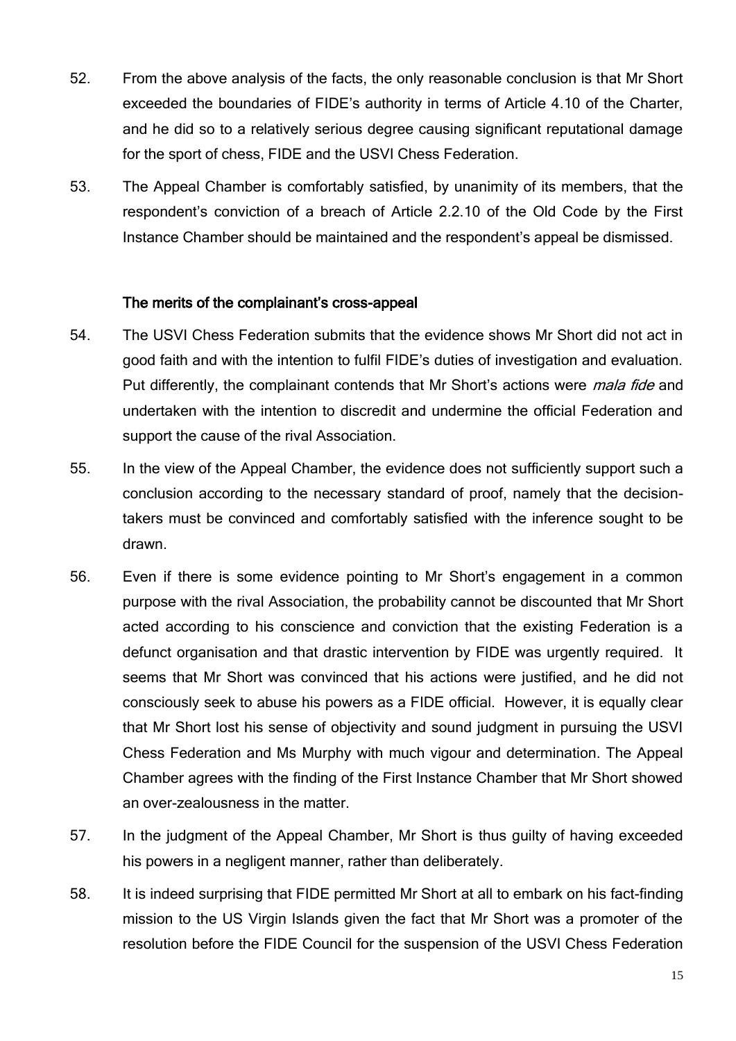52. From the above analysis of the facts, the only reasonable conclusion is that Mr Short exceeded the boundaries of FIDE's authority in terms of Article 4.10 of the Charter, and he did so to a relatively serious degree causing significant reputational damage for the sport of chess, FIDE and the USVI Chess Federation.

53. The Appeal Chamber is comfortably satisfied, by unanimity of its members, that the respondent's conviction of a breach of Article 2.2.10 of the Old Code by the First Instance Chamber should be maintained and the respondent's appeal be dismissed.

### The merits of the complainant's cross-appeal

54. The USVI Chess Federation submits that the evidence shows Mr Short did not act in good faith and with the intention to fulfil FIDE's duties of investigation and evaluation. Put differently, the complainant contends that Mr Short's actions were *mala fide* and undertaken with the intention to discredit and undermine the official Federation and support the cause of the rival Association.

55. In the view of the Appeal Chamber, the evidence does not sufficiently support such a conclusion according to the necessary standard of proof, namely that the decision-takers must be convinced and comfortably satisfied with the inference sought to be drawn.

56. Even if there is some evidence pointing to Mr Short's engagement in a common purpose with the rival Association, the probability cannot be discounted that Mr Short acted according to his conscience and conviction that the existing Federation is a defunct organisation and that drastic intervention by FIDE was urgently required. It seems that Mr Short was convinced that his actions were justified, and he did not consciously seek to abuse his powers as a FIDE official. However, it is equally clear that Mr Short lost his sense of objectivity and sound judgment in pursuing the USVI Chess Federation and Ms Murphy with much vigour and determination. The Appeal Chamber agrees with the finding of the First Instance Chamber that Mr Short showed an over-zealousness in the matter.

57. In the judgment of the Appeal Chamber, Mr Short is thus guilty of having exceeded his powers in a negligent manner, rather than deliberately.

58. It is indeed surprising that FIDE permitted Mr Short at all to embark on his fact-finding mission to the US Virgin Islands given the fact that Mr Short was a promoter of the resolution before the FIDE Council for the suspension of the USVI Chess Federation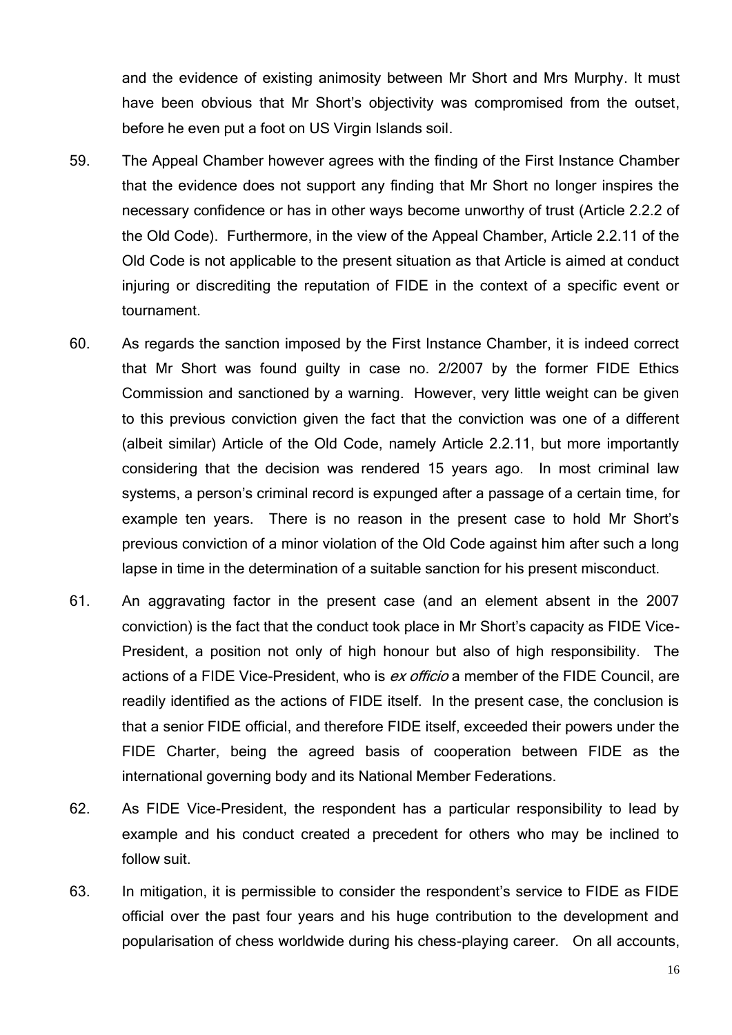and the evidence of existing animosity between Mr Short and Mrs Murphy. It must have been obvious that Mr Short's objectivity was compromised from the outset, before he even put a foot on US Virgin Islands soil.

59. The Appeal Chamber however agrees with the finding of the First Instance Chamber that the evidence does not support any finding that Mr Short no longer inspires the necessary confidence or has in other ways become unworthy of trust (Article 2.2.2 of the Old Code). Furthermore, in the view of the Appeal Chamber, Article 2.2.11 of the Old Code is not applicable to the present situation as that Article is aimed at conduct injuring or discrediting the reputation of FIDE in the context of a specific event or tournament.

60. As regards the sanction imposed by the First Instance Chamber, it is indeed correct that Mr Short was found guilty in case no. 2/2007 by the former FIDE Ethics Commission and sanctioned by a warning. However, very little weight can be given to this previous conviction given the fact that the conviction was one of a different (albeit similar) Article of the Old Code, namely Article 2.2.11, but more importantly considering that the decision was rendered 15 years ago. In most criminal law systems, a person's criminal record is expunged after a passage of a certain time, for example ten years. There is no reason in the present case to hold Mr Short's previous conviction of a minor violation of the Old Code against him after such a long lapse in time in the determination of a suitable sanction for his present misconduct.

61. An aggravating factor in the present case (and an element absent in the 2007 conviction) is the fact that the conduct took place in Mr Short's capacity as FIDE Vice-President, a position not only of high honour but also of high responsibility. The actions of a FIDE Vice-President, who is *ex officio* a member of the FIDE Council, are readily identified as the actions of FIDE itself. In the present case, the conclusion is that a senior FIDE official, and therefore FIDE itself, exceeded their powers under the FIDE Charter, being the agreed basis of cooperation between FIDE as the international governing body and its National Member Federations.

62. As FIDE Vice-President, the respondent has a particular responsibility to lead by example and his conduct created a precedent for others who may be inclined to follow suit.

63. In mitigation, it is permissible to consider the respondent's service to FIDE as FIDE official over the past four years and his huge contribution to the development and popularisation of chess worldwide during his chess-playing career. On all accounts,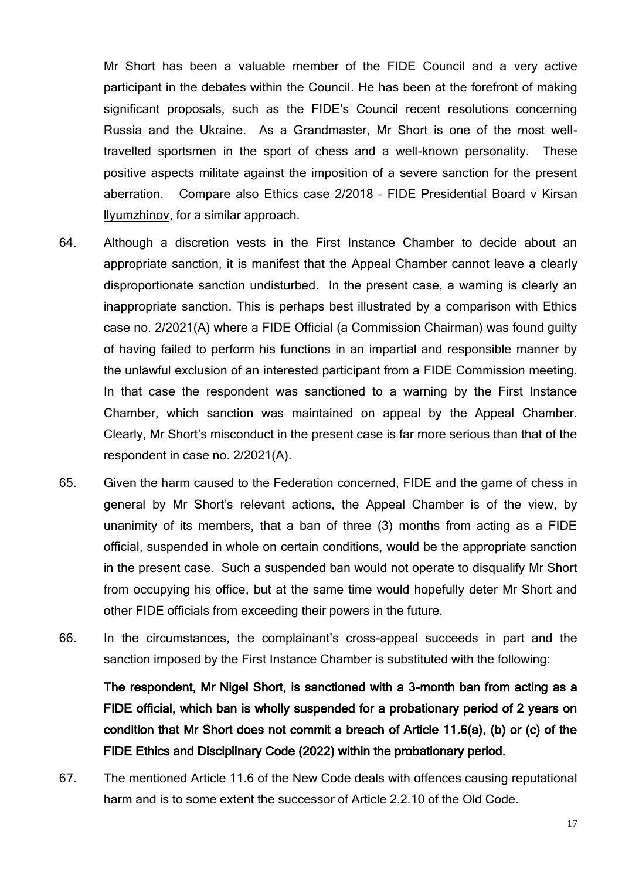Mr Short has been a valuable member of the FIDE Council and a very active participant in the debates within the Council. He has been at the forefront of making significant proposals, such as the FIDE's Council recent resolutions concerning Russia and the Ukraine. As a Grandmaster, Mr Short is one of the most well-travelled sportsmen in the sport of chess and a well-known personality. These positive aspects militate against the imposition of a severe sanction for the present aberration. Compare also Ethics case 2/2018 – FIDE Presidential Board v Kirsan Ilyumzhinov, for a similar approach.

64. Although a discretion vests in the First Instance Chamber to decide about an appropriate sanction, it is manifest that the Appeal Chamber cannot leave a clearly disproportionate sanction undisturbed. In the present case, a warning is clearly an inappropriate sanction. This is perhaps best illustrated by a comparison with Ethics case no. 2/2021(A) where a FIDE Official (a Commission Chairman) was found guilty of having failed to perform his functions in an impartial and responsible manner by the unlawful exclusion of an interested participant from a FIDE Commission meeting. In that case the respondent was sanctioned to a warning by the First Instance Chamber, which sanction was maintained on appeal by the Appeal Chamber. Clearly, Mr Short's misconduct in the present case is far more serious than that of the respondent in case no. 2/2021(A).

65. Given the harm caused to the Federation concerned, FIDE and the game of chess in general by Mr Short's relevant actions, the Appeal Chamber is of the view, by unanimity of its members, that a ban of three (3) months from acting as a FIDE official, suspended in whole on certain conditions, would be the appropriate sanction in the present case. Such a suspended ban would not operate to disqualify Mr Short from occupying his office, but at the same time would hopefully deter Mr Short and other FIDE officials from exceeding their powers in the future.

66. In the circumstances, the complainant's cross-appeal succeeds in part and the sanction imposed by the First Instance Chamber is substituted with the following:

    **The respondent, Mr Nigel Short, is sanctioned with a 3-month ban from acting as a FIDE official, which ban is wholly suspended for a probationary period of 2 years on condition that Mr Short does not commit a breach of Article 11.6(a), (b) or (c) of the FIDE Ethics and Disciplinary Code (2022) within the probationary period.**

67. The mentioned Article 11.6 of the New Code deals with offences causing reputational harm and is to some extent the successor of Article 2.2.10 of the Old Code.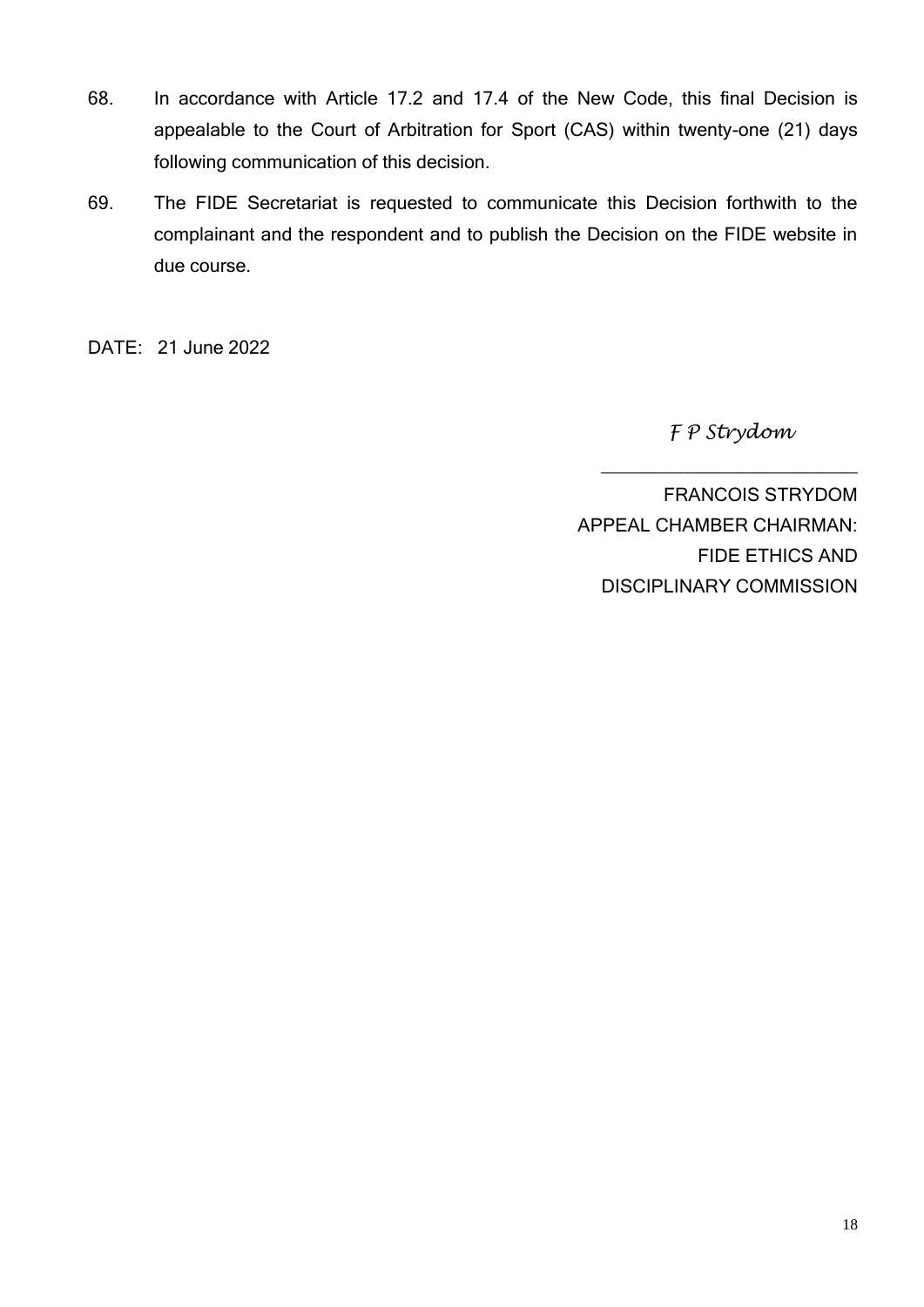68. In accordance with Article 17.2 and 17.4 of the New Code, this final Decision is appealable to the Court of Arbitration for Sport (CAS) within twenty-one (21) days following communication of this decision.

69. The FIDE Secretariat is requested to communicate this Decision forthwith to the complainant and the respondent and to publish the Decision on the FIDE website in due course.

DATE: 21 June 2022

*F P Strydom*

\_\_\_\_\_\_\_\_\_\_\_\_\_\_\_\_\_\_\_\_\_\_\_\_\_\_\_\_

FRANCOIS STRYDOM
APPEAL CHAMBER CHAIRMAN:
FIDE ETHICS AND
DISCIPLINARY COMMISSION